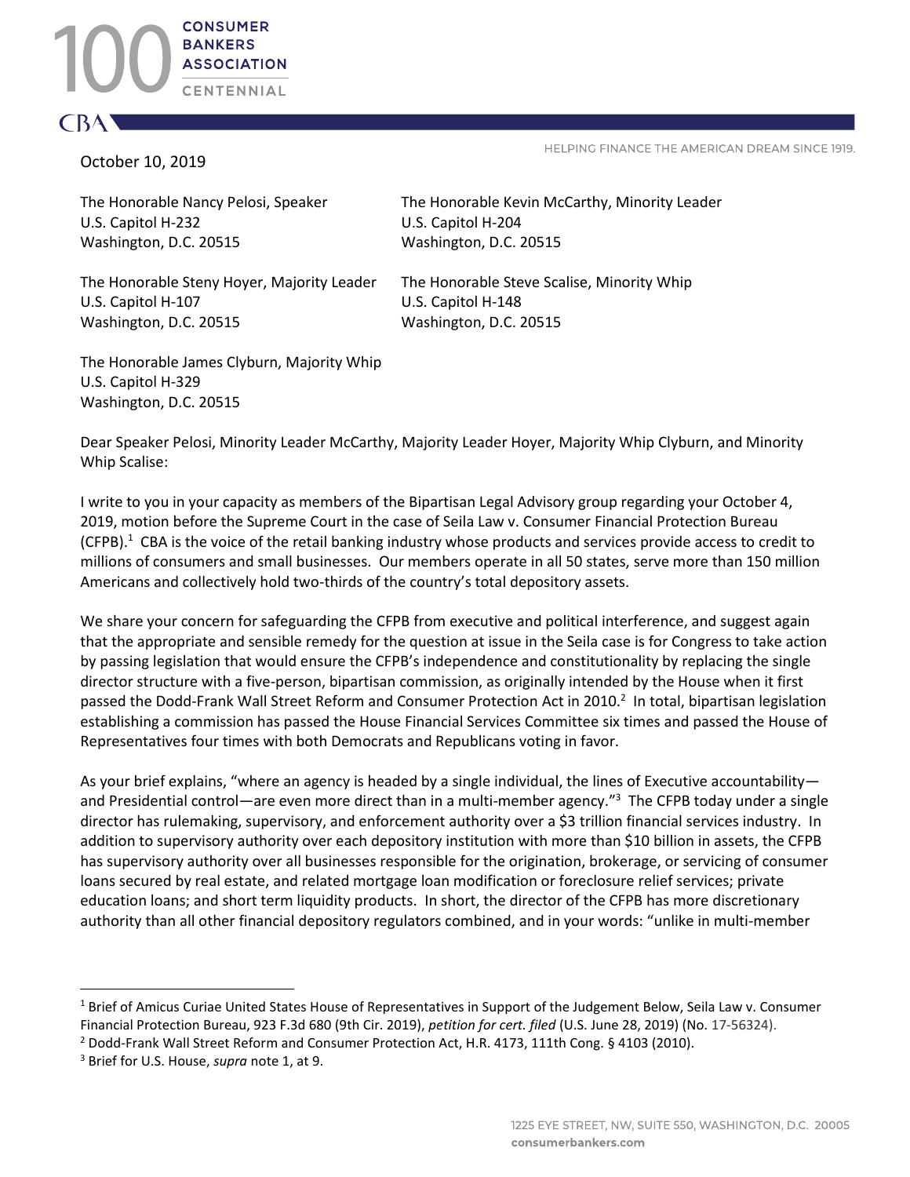CONSUMER BANKERS ASSOCIATION CENTENNIAL

HELPING FINANCE THE AMERICAN DREAM SINCE 1919.

October 10, 2019

The Honorable Nancy Pelosi, Speaker
U.S. Capitol H-232
Washington, D.C. 20515

The Honorable Kevin McCarthy, Minority Leader
U.S. Capitol H-204
Washington, D.C. 20515

The Honorable Steny Hoyer, Majority Leader
U.S. Capitol H-107
Washington, D.C. 20515

The Honorable Steve Scalise, Minority Whip
U.S. Capitol H-148
Washington, D.C. 20515

The Honorable James Clyburn, Majority Whip
U.S. Capitol H-329
Washington, D.C. 20515

Dear Speaker Pelosi, Minority Leader McCarthy, Majority Leader Hoyer, Majority Whip Clyburn, and Minority Whip Scalise:

I write to you in your capacity as members of the Bipartisan Legal Advisory group regarding your October 4, 2019, motion before the Supreme Court in the case of Seila Law v. Consumer Financial Protection Bureau (CFPB).[1] CBA is the voice of the retail banking industry whose products and services provide access to credit to millions of consumers and small businesses. Our members operate in all 50 states, serve more than 150 million Americans and collectively hold two-thirds of the country's total depository assets.

We share your concern for safeguarding the CFPB from executive and political interference, and suggest again that the appropriate and sensible remedy for the question at issue in the Seila case is for Congress to take action by passing legislation that would ensure the CFPB's independence and constitutionality by replacing the single director structure with a five-person, bipartisan commission, as originally intended by the House when it first passed the Dodd-Frank Wall Street Reform and Consumer Protection Act in 2010.[2] In total, bipartisan legislation establishing a commission has passed the House Financial Services Committee six times and passed the House of Representatives four times with both Democrats and Republicans voting in favor.

As your brief explains, "where an agency is headed by a single individual, the lines of Executive accountability—and Presidential control—are even more direct than in a multi-member agency."[3] The CFPB today under a single director has rulemaking, supervisory, and enforcement authority over a $3 trillion financial services industry. In addition to supervisory authority over each depository institution with more than $10 billion in assets, the CFPB has supervisory authority over all businesses responsible for the origination, brokerage, or servicing of consumer loans secured by real estate, and related mortgage loan modification or foreclosure relief services; private education loans; and short term liquidity products. In short, the director of the CFPB has more discretionary authority than all other financial depository regulators combined, and in your words: "unlike in multi-member

---

[1] Brief of Amicus Curiae United States House of Representatives in Support of the Judgement Below, Seila Law v. Consumer Financial Protection Bureau, 923 F.3d 680 (9th Cir. 2019), *petition for cert. filed* (U.S. June 28, 2019) (No. 17-56324).

[2] Dodd-Frank Wall Street Reform and Consumer Protection Act, H.R. 4173, 111th Cong. § 4103 (2010).

[3] Brief for U.S. House, *supra* note 1, at 9.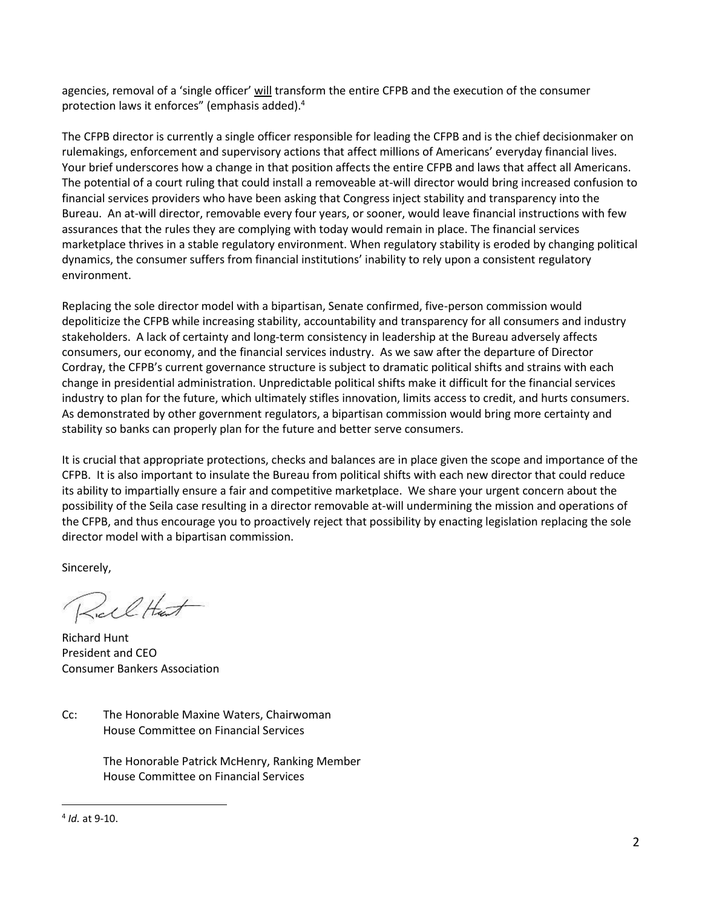agencies, removal of a 'single officer' <u>will</u> transform the entire CFPB and the execution of the consumer protection laws it enforces" (emphasis added).[4]

The CFPB director is currently a single officer responsible for leading the CFPB and is the chief decisionmaker on rulemakings, enforcement and supervisory actions that affect millions of Americans' everyday financial lives. Your brief underscores how a change in that position affects the entire CFPB and laws that affect all Americans. The potential of a court ruling that could install a removeable at-will director would bring increased confusion to financial services providers who have been asking that Congress inject stability and transparency into the Bureau. An at-will director, removable every four years, or sooner, would leave financial instructions with few assurances that the rules they are complying with today would remain in place. The financial services marketplace thrives in a stable regulatory environment. When regulatory stability is eroded by changing political dynamics, the consumer suffers from financial institutions' inability to rely upon a consistent regulatory environment.

Replacing the sole director model with a bipartisan, Senate confirmed, five-person commission would depoliticize the CFPB while increasing stability, accountability and transparency for all consumers and industry stakeholders. A lack of certainty and long-term consistency in leadership at the Bureau adversely affects consumers, our economy, and the financial services industry. As we saw after the departure of Director Cordray, the CFPB's current governance structure is subject to dramatic political shifts and strains with each change in presidential administration. Unpredictable political shifts make it difficult for the financial services industry to plan for the future, which ultimately stifles innovation, limits access to credit, and hurts consumers. As demonstrated by other government regulators, a bipartisan commission would bring more certainty and stability so banks can properly plan for the future and better serve consumers.

It is crucial that appropriate protections, checks and balances are in place given the scope and importance of the CFPB. It is also important to insulate the Bureau from political shifts with each new director that could reduce its ability to impartially ensure a fair and competitive marketplace. We share your urgent concern about the possibility of the Seila case resulting in a director removable at-will undermining the mission and operations of the CFPB, and thus encourage you to proactively reject that possibility by enacting legislation replacing the sole director model with a bipartisan commission.

Sincerely,

Richard Hunt
President and CEO
Consumer Bankers Association

Cc: The Honorable Maxine Waters, Chairwoman
House Committee on Financial Services

The Honorable Patrick McHenry, Ranking Member
House Committee on Financial Services

---

[4] *Id*. at 9-10.